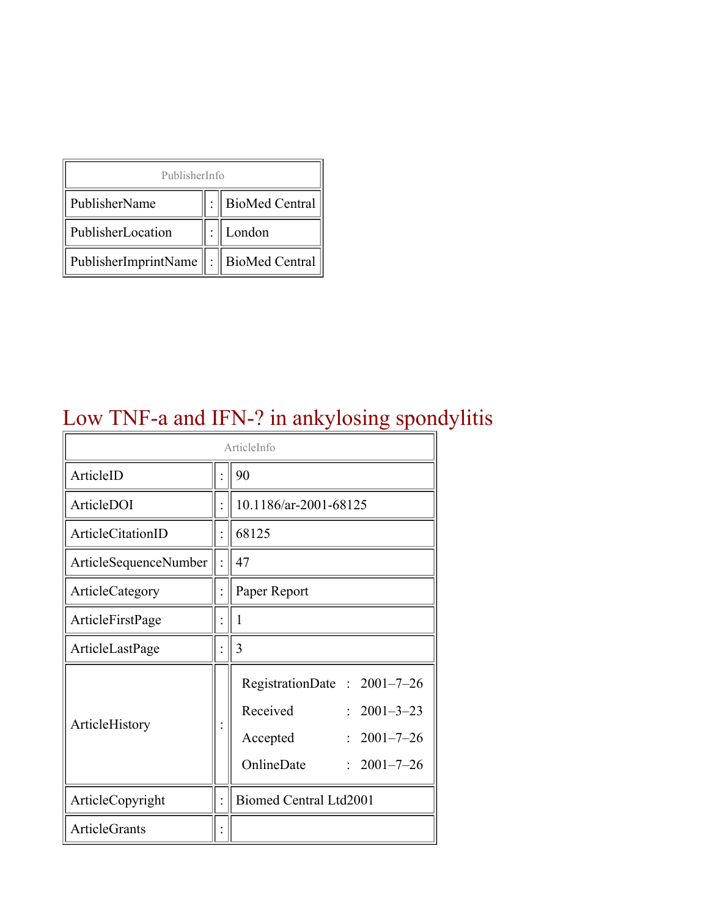| PublisherInfo | | |
|---|---|---|
| PublisherName | : | BioMed Central |
| PublisherLocation | : | London |
| PublisherImprintName | : | BioMed Central |

# Low TNF-a and IFN-? in ankylosing spondylitis

| ArticleInfo | | |
|---|---|---|
| ArticleID | : | 90 |
| ArticleDOI | : | 10.1186/ar-2001-68125 |
| ArticleCitationID | : | 68125 |
| ArticleSequenceNumber | : | 47 |
| ArticleCategory | : | Paper Report |
| ArticleFirstPage | : | 1 |
| ArticleLastPage | : | 3 |
| ArticleHistory | : | RegistrationDate : 2001–7–26<br>Received : 2001–3–23<br>Accepted : 2001–7–26<br>OnlineDate : 2001–7–26 |
| ArticleCopyright | : | Biomed Central Ltd2001 |
| ArticleGrants | : | |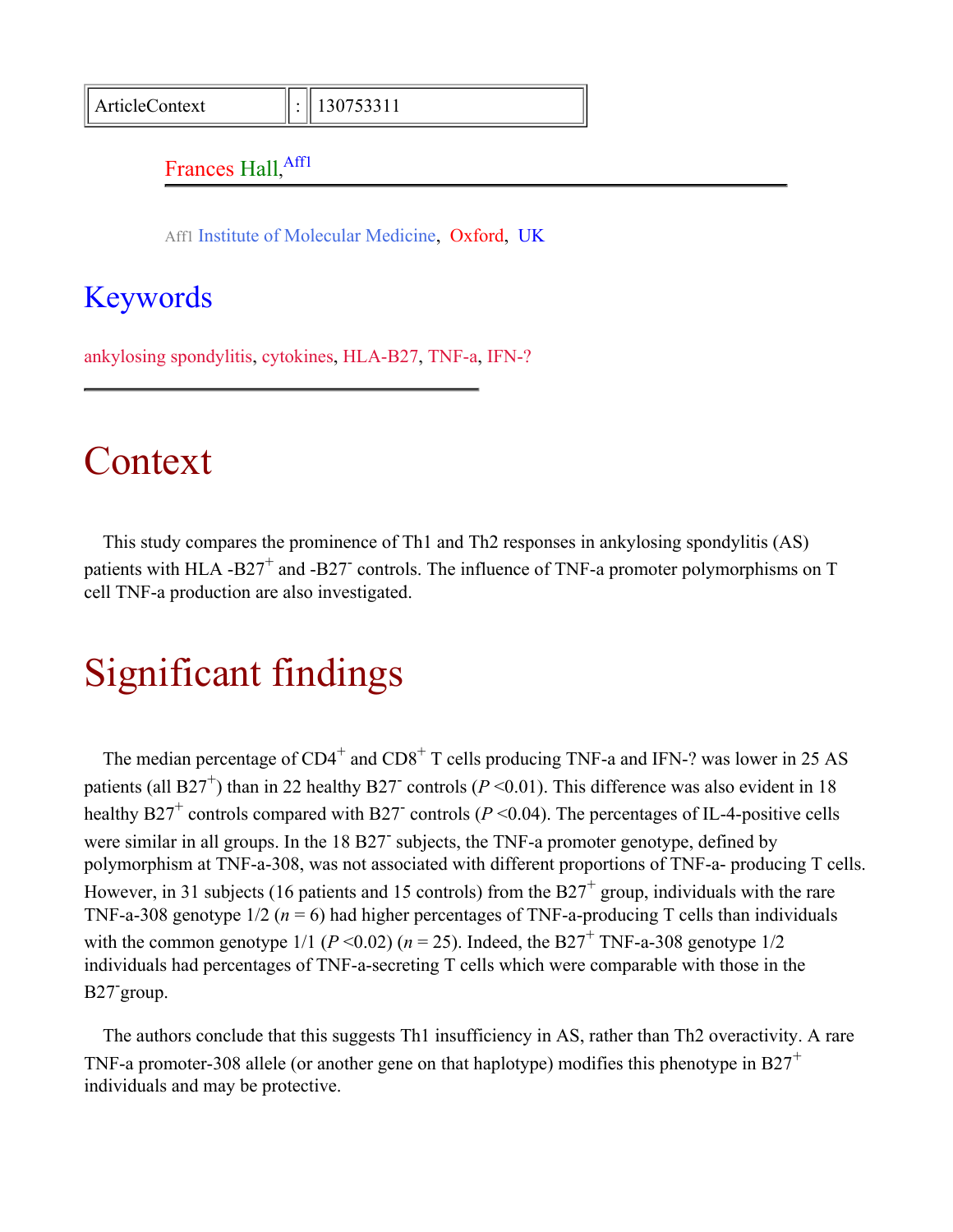| ArticleContext | : | 130753311 |
| --- | --- | --- |

Frances Hall,[Aff1]

Aff1 Institute of Molecular Medicine, Oxford, UK

## Keywords

ankylosing spondylitis, cytokines, HLA-B27, TNF-a, IFN-?

# Context

This study compares the prominence of Th1 and Th2 responses in ankylosing spondylitis (AS) patients with HLA -B27$^+$ and -B27$^-$ controls. The influence of TNF-a promoter polymorphisms on T cell TNF-a production are also investigated.

# Significant findings

The median percentage of CD4$^+$ and CD8$^+$ T cells producing TNF-a and IFN-? was lower in 25 AS patients (all B27$^+$) than in 22 healthy B27$^-$ controls ($P$ <0.01). This difference was also evident in 18 healthy B27$^+$ controls compared with B27$^-$ controls ($P$ <0.04). The percentages of IL-4-positive cells were similar in all groups. In the 18 B27$^-$ subjects, the TNF-a promoter genotype, defined by polymorphism at TNF-a-308, was not associated with different proportions of TNF-a- producing T cells. However, in 31 subjects (16 patients and 15 controls) from the B27$^+$ group, individuals with the rare TNF-a-308 genotype 1/2 ($n$ = 6) had higher percentages of TNF-a-producing T cells than individuals with the common genotype 1/1 ($P$ <0.02) ($n$ = 25). Indeed, the B27$^+$ TNF-a-308 genotype 1/2 individuals had percentages of TNF-a-secreting T cells which were comparable with those in the B27$^-$group.

The authors conclude that this suggests Th1 insufficiency in AS, rather than Th2 overactivity. A rare TNF-a promoter-308 allele (or another gene on that haplotype) modifies this phenotype in B27$^+$ individuals and may be protective.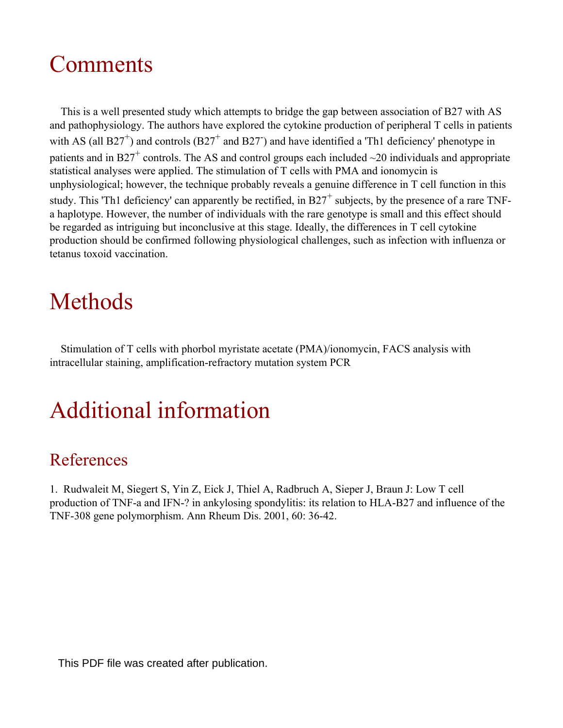# Comments

This is a well presented study which attempts to bridge the gap between association of B27 with AS and pathophysiology. The authors have explored the cytokine production of peripheral T cells in patients with AS (all $B27^+$) and controls ($B27^+$ and $B27^-$) and have identified a 'Th1 deficiency' phenotype in patients and in $B27^+$ controls. The AS and control groups each included ~20 individuals and appropriate statistical analyses were applied. The stimulation of T cells with PMA and ionomycin is unphysiological; however, the technique probably reveals a genuine difference in T cell function in this study. This 'Th1 deficiency' can apparently be rectified, in $B27^+$ subjects, by the presence of a rare TNF-a haplotype. However, the number of individuals with the rare genotype is small and this effect should be regarded as intriguing but inconclusive at this stage. Ideally, the differences in T cell cytokine production should be confirmed following physiological challenges, such as infection with influenza or tetanus toxoid vaccination.

# Methods

Stimulation of T cells with phorbol myristate acetate (PMA)/ionomycin, FACS analysis with intracellular staining, amplification-refractory mutation system PCR

# Additional information

## References

1. Rudwaleit M, Siegert S, Yin Z, Eick J, Thiel A, Radbruch A, Sieper J, Braun J: Low T cell production of TNF-a and IFN-? in ankylosing spondylitis: its relation to HLA-B27 and influence of the TNF-308 gene polymorphism. Ann Rheum Dis. 2001, 60: 36-42.

This PDF file was created after publication.